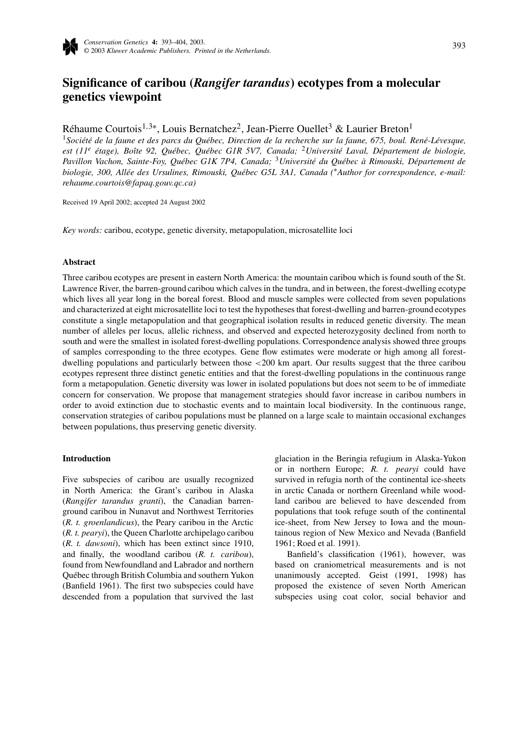# Significance of caribou (*Rangifer tarandus*) ecotypes from a molecular genetics viewpoint

Réhaume Courtois[1,3*], Louis Bernatchez[2], Jean-Pierre Ouellet[3] & Laurier Breton[1]

[1] *Société de la faune et des parcs du Québec, Direction de la recherche sur la faune, 675, boul. René-Lévesque, est (11e étage), Boîte 92, Québec, Québec G1R 5V7, Canada;* [2] *Université Laval, Département de biologie, Pavillon Vachon, Sainte-Foy, Québec G1K 7P4, Canada;* [3] *Université du Québec à Rimouski, Département de biologie, 300, Allée des Ursulines, Rimouski, Québec G5L 3A1, Canada (*Author for correspondence, e-mail: rehaume.courtois@fapaq.gouv.qc.ca)*

Received 19 April 2002; accepted 24 August 2002

*Key words:* caribou, ecotype, genetic diversity, metapopulation, microsatellite loci

## Abstract

Three caribou ecotypes are present in eastern North America: the mountain caribou which is found south of the St. Lawrence River, the barren-ground caribou which calves in the tundra, and in between, the forest-dwelling ecotype which lives all year long in the boreal forest. Blood and muscle samples were collected from seven populations and characterized at eight microsatellite loci to test the hypotheses that forest-dwelling and barren-ground ecotypes constitute a single metapopulation and that geographical isolation results in reduced genetic diversity. The mean number of alleles per locus, allelic richness, and observed and expected heterozygosity declined from north to south and were the smallest in isolated forest-dwelling populations. Correspondence analysis showed three groups of samples corresponding to the three ecotypes. Gene flow estimates were moderate or high among all forest-dwelling populations and particularly between those <200 km apart. Our results suggest that the three caribou ecotypes represent three distinct genetic entities and that the forest-dwelling populations in the continuous range form a metapopulation. Genetic diversity was lower in isolated populations but does not seem to be of immediate concern for conservation. We propose that management strategies should favor increase in caribou numbers in order to avoid extinction due to stochastic events and to maintain local biodiversity. In the continuous range, conservation strategies of caribou populations must be planned on a large scale to maintain occasional exchanges between populations, thus preserving genetic diversity.

## Introduction

Five subspecies of caribou are usually recognized in North America: the Grant's caribou in Alaska (*Rangifer tarandus granti*), the Canadian barren-ground caribou in Nunavut and Northwest Territories (*R. t. groenlandicus*), the Peary caribou in the Arctic (*R. t. pearyi*), the Queen Charlotte archipelago caribou (*R. t. dawsoni*), which has been extinct since 1910, and finally, the woodland caribou (*R. t. caribou*), found from Newfoundland and Labrador and northern Québec through British Columbia and southern Yukon (Banfield 1961). The first two subspecies could have descended from a population that survived the last glaciation in the Beringia refugium in Alaska-Yukon or in northern Europe; *R. t. pearyi* could have survived in refugia north of the continental ice-sheets in arctic Canada or northern Greenland while woodland caribou are believed to have descended from populations that took refuge south of the continental ice-sheet, from New Jersey to Iowa and the mountainous region of New Mexico and Nevada (Banfield 1961; Roed et al. 1991).

Banfield's classification (1961), however, was based on craniometrical measurements and is not unanimously accepted. Geist (1991, 1998) has proposed the existence of seven North American subspecies using coat color, social behavior and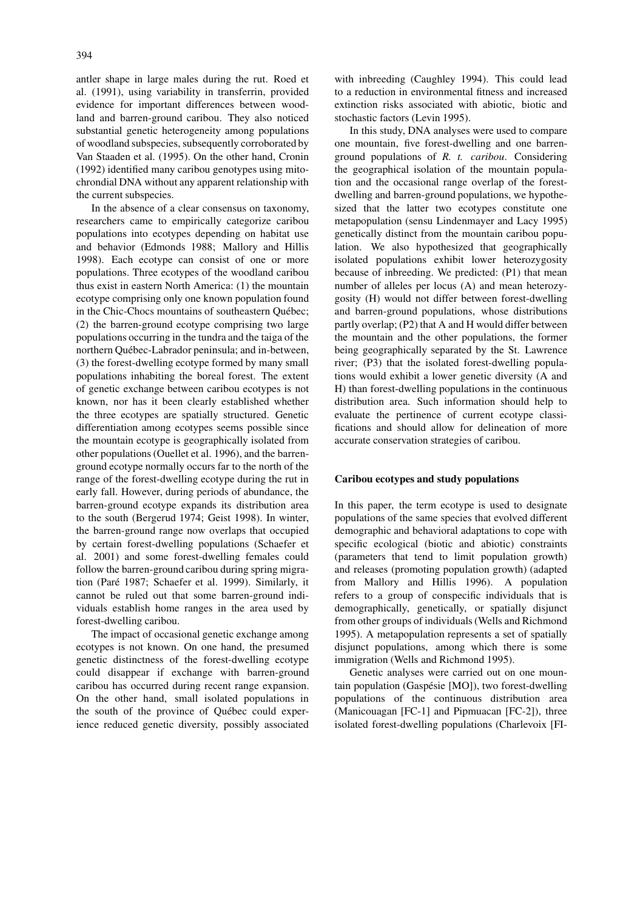antler shape in large males during the rut. Roed et al. (1991), using variability in transferrin, provided evidence for important differences between woodland and barren-ground caribou. They also noticed substantial genetic heterogeneity among populations of woodland subspecies, subsequently corroborated by Van Staaden et al. (1995). On the other hand, Cronin (1992) identified many caribou genotypes using mitochrondial DNA without any apparent relationship with the current subspecies.

In the absence of a clear consensus on taxonomy, researchers came to empirically categorize caribou populations into ecotypes depending on habitat use and behavior (Edmonds 1988; Mallory and Hillis 1998). Each ecotype can consist of one or more populations. Three ecotypes of the woodland caribou thus exist in eastern North America: (1) the mountain ecotype comprising only one known population found in the Chic-Chocs mountains of southeastern Québec; (2) the barren-ground ecotype comprising two large populations occurring in the tundra and the taiga of the northern Québec-Labrador peninsula; and in-between, (3) the forest-dwelling ecotype formed by many small populations inhabiting the boreal forest. The extent of genetic exchange between caribou ecotypes is not known, nor has it been clearly established whether the three ecotypes are spatially structured. Genetic differentiation among ecotypes seems possible since the mountain ecotype is geographically isolated from other populations (Ouellet et al. 1996), and the barren-ground ecotype normally occurs far to the north of the range of the forest-dwelling ecotype during the rut in early fall. However, during periods of abundance, the barren-ground ecotype expands its distribution area to the south (Bergerud 1974; Geist 1998). In winter, the barren-ground range now overlaps that occupied by certain forest-dwelling populations (Schaefer et al. 2001) and some forest-dwelling females could follow the barren-ground caribou during spring migration (Paré 1987; Schaefer et al. 1999). Similarly, it cannot be ruled out that some barren-ground individuals establish home ranges in the area used by forest-dwelling caribou.

The impact of occasional genetic exchange among ecotypes is not known. On one hand, the presumed genetic distinctness of the forest-dwelling ecotype could disappear if exchange with barren-ground caribou has occurred during recent range expansion. On the other hand, small isolated populations in the south of the province of Québec could experience reduced genetic diversity, possibly associated with inbreeding (Caughley 1994). This could lead to a reduction in environmental fitness and increased extinction risks associated with abiotic, biotic and stochastic factors (Levin 1995).

In this study, DNA analyses were used to compare one mountain, five forest-dwelling and one barren-ground populations of *R. t. caribou*. Considering the geographical isolation of the mountain population and the occasional range overlap of the forest-dwelling and barren-ground populations, we hypothesized that the latter two ecotypes constitute one metapopulation (sensu Lindenmayer and Lacy 1995) genetically distinct from the mountain caribou population. We also hypothesized that geographically isolated populations exhibit lower heterozygosity because of inbreeding. We predicted: (P1) that mean number of alleles per locus (A) and mean heterozygosity (H) would not differ between forest-dwelling and barren-ground populations, whose distributions partly overlap; (P2) that A and H would differ between the mountain and the other populations, the former being geographically separated by the St. Lawrence river; (P3) that the isolated forest-dwelling populations would exhibit a lower genetic diversity (A and H) than forest-dwelling populations in the continuous distribution area. Such information should help to evaluate the pertinence of current ecotype classifications and should allow for delineation of more accurate conservation strategies of caribou.

## Caribou ecotypes and study populations

In this paper, the term ecotype is used to designate populations of the same species that evolved different demographic and behavioral adaptations to cope with specific ecological (biotic and abiotic) constraints (parameters that tend to limit population growth) and releases (promoting population growth) (adapted from Mallory and Hillis 1996). A population refers to a group of conspecific individuals that is demographically, genetically, or spatially disjunct from other groups of individuals (Wells and Richmond 1995). A metapopulation represents a set of spatially disjunct populations, among which there is some immigration (Wells and Richmond 1995).

Genetic analyses were carried out on one mountain population (Gaspésie [MO]), two forest-dwelling populations of the continuous distribution area (Manicouagan [FC-1] and Pipmuacan [FC-2]), three isolated forest-dwelling populations (Charlevoix [FI-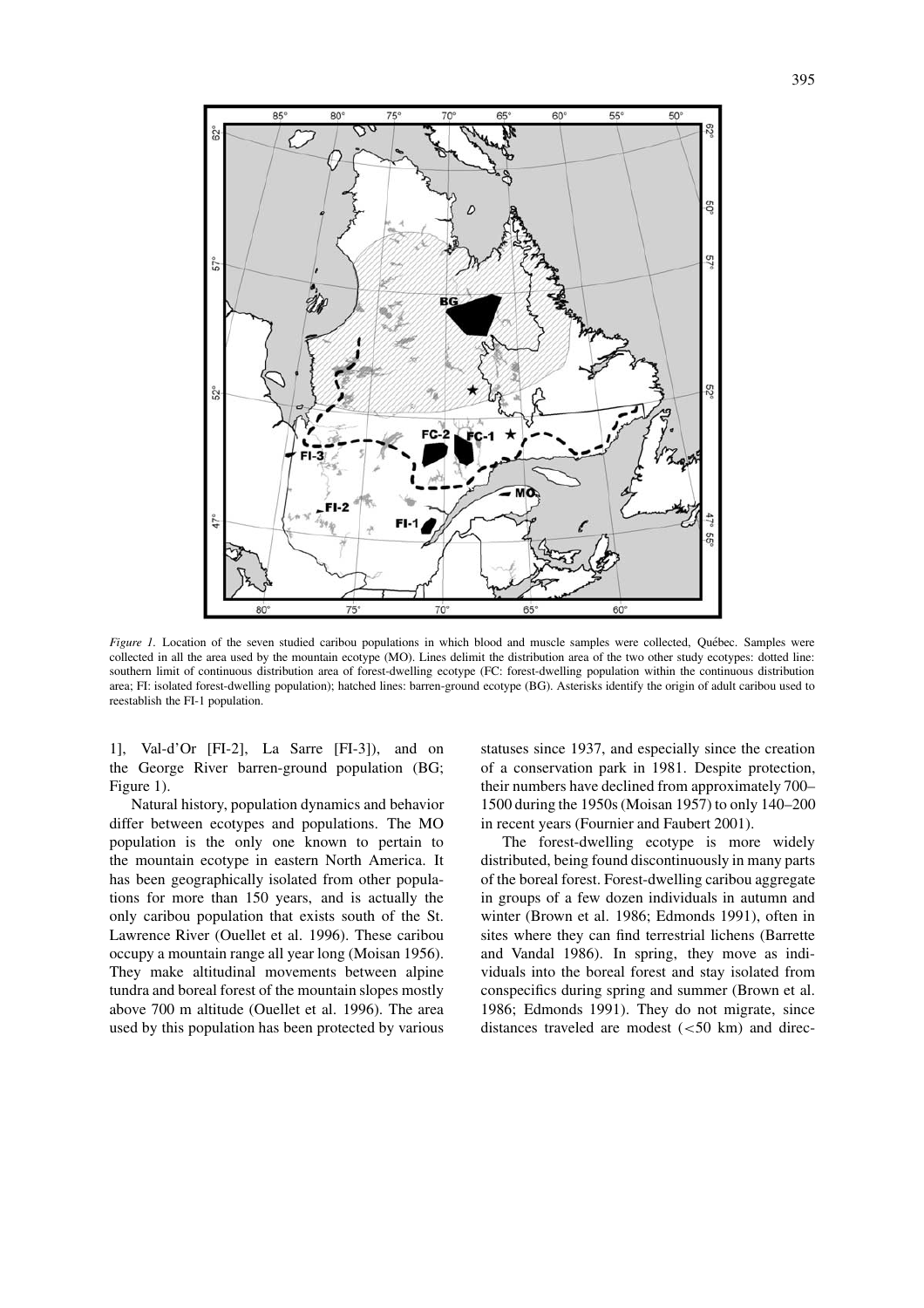*Figure 1*. Location of the seven studied caribou populations in which blood and muscle samples were collected, Québec. Samples were collected in all the area used by the mountain ecotype (MO). Lines delimit the distribution area of the two other study ecotypes: dotted line: southern limit of continuous distribution area of forest-dwelling ecotype (FC: forest-dwelling population within the continuous distribution area; FI: isolated forest-dwelling population); hatched lines: barren-ground ecotype (BG). Asterisks identify the origin of adult caribou used to reestablish the FI-1 population.

1], Val-d'Or [FI-2], La Sarre [FI-3]), and on the George River barren-ground population (BG; Figure 1).

Natural history, population dynamics and behavior differ between ecotypes and populations. The MO population is the only one known to pertain to the mountain ecotype in eastern North America. It has been geographically isolated from other populations for more than 150 years, and is actually the only caribou population that exists south of the St. Lawrence River (Ouellet et al. 1996). These caribou occupy a mountain range all year long (Moisan 1956). They make altitudinal movements between alpine tundra and boreal forest of the mountain slopes mostly above 700 m altitude (Ouellet et al. 1996). The area used by this population has been protected by various statuses since 1937, and especially since the creation of a conservation park in 1981. Despite protection, their numbers have declined from approximately 700–1500 during the 1950s (Moisan 1957) to only 140–200 in recent years (Fournier and Faubert 2001).

The forest-dwelling ecotype is more widely distributed, being found discontinuously in many parts of the boreal forest. Forest-dwelling caribou aggregate in groups of a few dozen individuals in autumn and winter (Brown et al. 1986; Edmonds 1991), often in sites where they can find terrestrial lichens (Barrette and Vandal 1986). In spring, they move as individuals into the boreal forest and stay isolated from conspecifics during spring and summer (Brown et al. 1986; Edmonds 1991). They do not migrate, since distances traveled are modest (<50 km) and direc-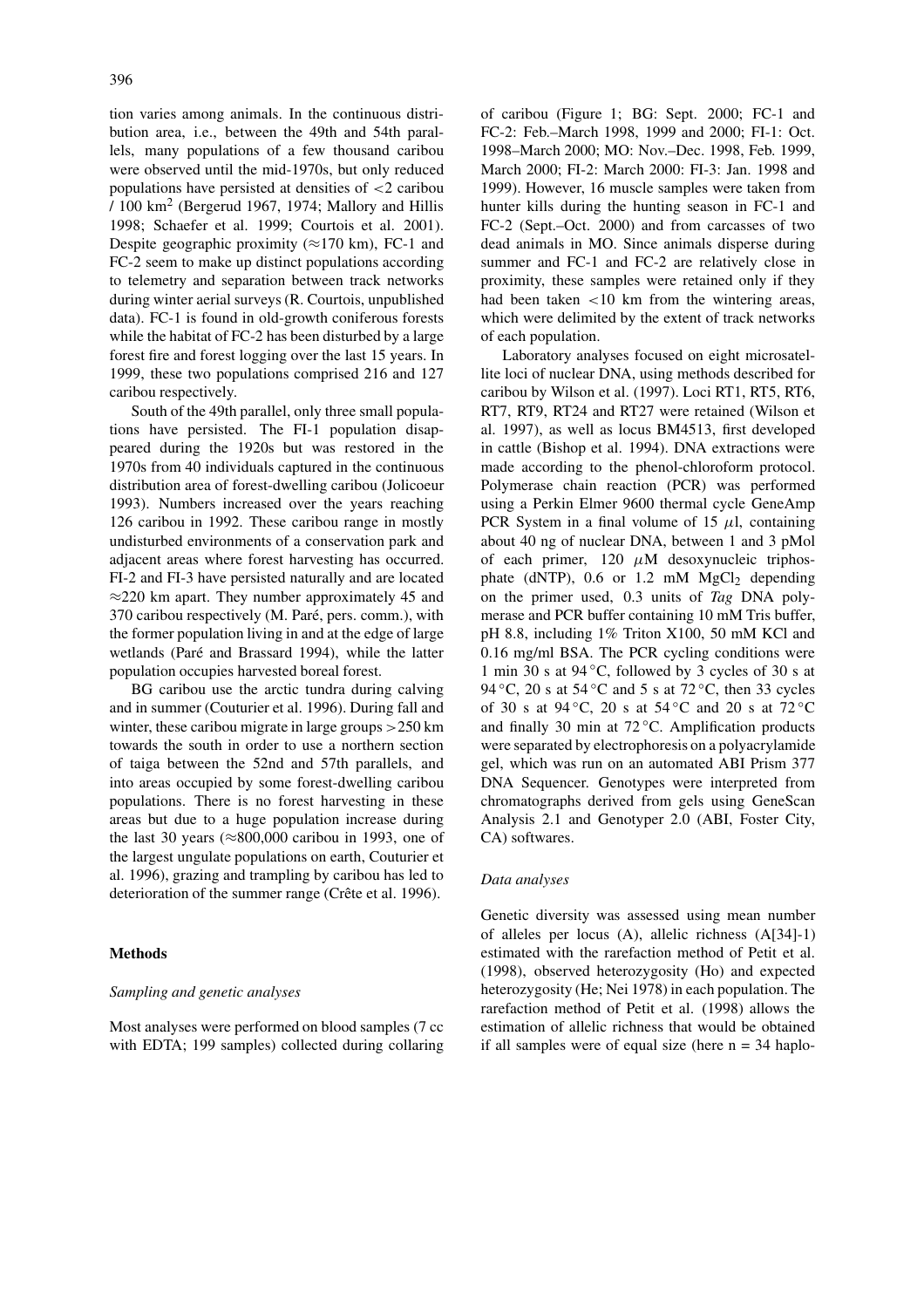tion varies among animals. In the continuous distribution area, i.e., between the 49th and 54th parallels, many populations of a few thousand caribou were observed until the mid-1970s, but only reduced populations have persisted at densities of <2 caribou / 100 $km^2$ (Bergerud 1967, 1974; Mallory and Hillis 1998; Schaefer et al. 1999; Courtois et al. 2001). Despite geographic proximity (≈170 km), FC-1 and FC-2 seem to make up distinct populations according to telemetry and separation between track networks during winter aerial surveys (R. Courtois, unpublished data). FC-1 is found in old-growth coniferous forests while the habitat of FC-2 has been disturbed by a large forest fire and forest logging over the last 15 years. In 1999, these two populations comprised 216 and 127 caribou respectively.

South of the 49th parallel, only three small populations have persisted. The FI-1 population disappeared during the 1920s but was restored in the 1970s from 40 individuals captured in the continuous distribution area of forest-dwelling caribou (Jolicoeur 1993). Numbers increased over the years reaching 126 caribou in 1992. These caribou range in mostly undisturbed environments of a conservation park and adjacent areas where forest harvesting has occurred. FI-2 and FI-3 have persisted naturally and are located ≈220 km apart. They number approximately 45 and 370 caribou respectively (M. Paré, pers. comm.), with the former population living in and at the edge of large wetlands (Paré and Brassard 1994), while the latter population occupies harvested boreal forest.

BG caribou use the arctic tundra during calving and in summer (Couturier et al. 1996). During fall and winter, these caribou migrate in large groups >250 km towards the south in order to use a northern section of taiga between the 52nd and 57th parallels, and into areas occupied by some forest-dwelling caribou populations. There is no forest harvesting in these areas but due to a huge population increase during the last 30 years (≈800,000 caribou in 1993, one of the largest ungulate populations on earth, Couturier et al. 1996), grazing and trampling by caribou has led to deterioration of the summer range (Crête et al. 1996).

## Methods

### *Sampling and genetic analyses*

Most analyses were performed on blood samples (7 cc with EDTA; 199 samples) collected during collaring of caribou (Figure 1; BG: Sept. 2000; FC-1 and FC-2: Feb.–March 1998, 1999 and 2000; FI-1: Oct. 1998–March 2000; MO: Nov.–Dec. 1998, Feb. 1999, March 2000; FI-2: March 2000: FI-3: Jan. 1998 and 1999). However, 16 muscle samples were taken from hunter kills during the hunting season in FC-1 and FC-2 (Sept.–Oct. 2000) and from carcasses of two dead animals in MO. Since animals disperse during summer and FC-1 and FC-2 are relatively close in proximity, these samples were retained only if they had been taken <10 km from the wintering areas, which were delimited by the extent of track networks of each population.

Laboratory analyses focused on eight microsatellite loci of nuclear DNA, using methods described for caribou by Wilson et al. (1997). Loci RT1, RT5, RT6, RT7, RT9, RT24 and RT27 were retained (Wilson et al. 1997), as well as locus BM4513, first developed in cattle (Bishop et al. 1994). DNA extractions were made according to the phenol-chloroform protocol. Polymerase chain reaction (PCR) was performed using a Perkin Elmer 9600 thermal cycle GeneAmp PCR System in a final volume of 15 $\mu$l, containing about 40 ng of nuclear DNA, between 1 and 3 pMol of each primer, 120 $\mu$M desoxynucleic triphosphate (dNTP), 0.6 or 1.2 mM $MgCl_2$ depending on the primer used, 0.3 units of *Tag* DNA polymerase and PCR buffer containing 10 mM Tris buffer, pH 8.8, including 1% Triton X100, 50 mM KCl and 0.16 mg/ml BSA. The PCR cycling conditions were 1 min 30 s at 94 °C, followed by 3 cycles of 30 s at 94 °C, 20 s at 54 °C and 5 s at 72 °C, then 33 cycles of 30 s at 94 °C, 20 s at 54 °C and 20 s at 72 °C and finally 30 min at 72 °C. Amplification products were separated by electrophoresis on a polyacrylamide gel, which was run on an automated ABI Prism 377 DNA Sequencer. Genotypes were interpreted from chromatographs derived from gels using GeneScan Analysis 2.1 and Genotyper 2.0 (ABI, Foster City, CA) softwares.

### *Data analyses*

Genetic diversity was assessed using mean number of alleles per locus (A), allelic richness (A[34]-1) estimated with the rarefaction method of Petit et al. (1998), observed heterozygosity (Ho) and expected heterozygosity (He; Nei 1978) in each population. The rarefaction method of Petit et al. (1998) allows the estimation of allelic richness that would be obtained if all samples were of equal size (here n = 34 haplo-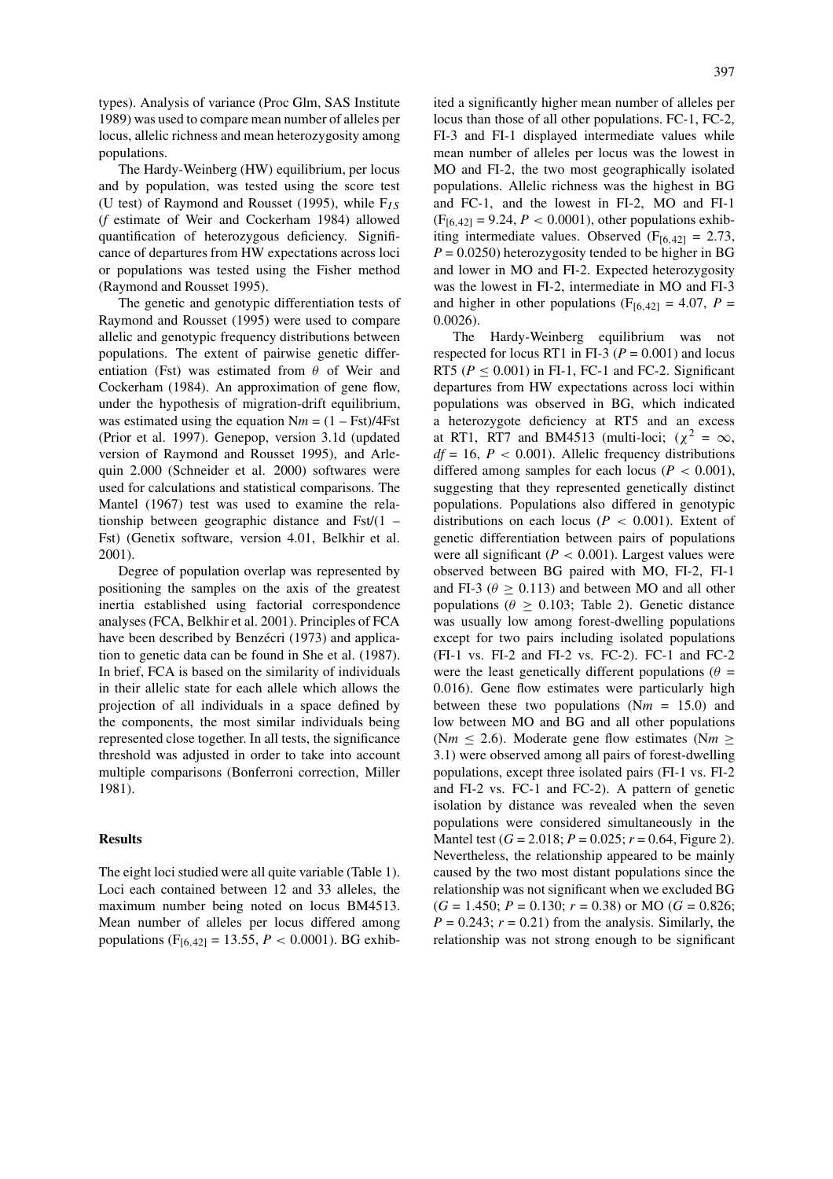types). Analysis of variance (Proc Glm, SAS Institute 1989) was used to compare mean number of alleles per locus, allelic richness and mean heterozygosity among populations.

The Hardy-Weinberg (HW) equilibrium, per locus and by population, was tested using the score test (U test) of Raymond and Rousset (1995), while $F_{IS}$ (*f* estimate of Weir and Cockerham 1984) allowed quantification of heterozygous deficiency. Significance of departures from HW expectations across loci or populations was tested using the Fisher method (Raymond and Rousset 1995).

The genetic and genotypic differentiation tests of Raymond and Rousset (1995) were used to compare allelic and genotypic frequency distributions between populations. The extent of pairwise genetic differentiation (Fst) was estimated from $\theta$ of Weir and Cockerham (1984). An approximation of gene flow, under the hypothesis of migration-drift equilibrium, was estimated using the equation N*m* = (1 – Fst)/4Fst (Prior et al. 1997). Genepop, version 3.1d (updated version of Raymond and Rousset 1995), and Arlequin 2.000 (Schneider et al. 2000) softwares were used for calculations and statistical comparisons. The Mantel (1967) test was used to examine the relationship between geographic distance and Fst/(1 – Fst) (Genetix software, version 4.01, Belkhir et al. 2001).

Degree of population overlap was represented by positioning the samples on the axis of the greatest inertia established using factorial correspondence analyses (FCA, Belkhir et al. 2001). Principles of FCA have been described by Benzécri (1973) and application to genetic data can be found in She et al. (1987). In brief, FCA is based on the similarity of individuals in their allelic state for each allele which allows the projection of all individuals in a space defined by the components, the most similar individuals being represented close together. In all tests, the significance threshold was adjusted in order to take into account multiple comparisons (Bonferroni correction, Miller 1981).

## Results

The eight loci studied were all quite variable (Table 1). Loci each contained between 12 and 33 alleles, the maximum number being noted on locus BM4513. Mean number of alleles per locus differed among populations ($F_{[6,42]} = 13.55$, $P < 0.0001$). BG exhibited a significantly higher mean number of alleles per locus than those of all other populations. FC-1, FC-2, FI-3 and FI-1 displayed intermediate values while mean number of alleles per locus was the lowest in MO and FI-2, the two most geographically isolated populations. Allelic richness was the highest in BG and FC-1, and the lowest in FI-2, MO and FI-1 ($F_{[6,42]} = 9.24$, $P < 0.0001$), other populations exhibiting intermediate values. Observed ($F_{[6,42]} = 2.73$, $P = 0.0250$) heterozygosity tended to be higher in BG and lower in MO and FI-2. Expected heterozygosity was the lowest in FI-2, intermediate in MO and FI-3 and higher in other populations ($F_{[6,42]} = 4.07$, $P = 0.0026$).

The Hardy-Weinberg equilibrium was not respected for locus RT1 in FI-3 ($P = 0.001$) and locus RT5 ($P \leq 0.001$) in FI-1, FC-1 and FC-2. Significant departures from HW expectations across loci within populations was observed in BG, which indicated a heterozygote deficiency at RT5 and an excess at RT1, RT7 and BM4513 (multi-loci; ($\chi^2 = \infty$, $df = 16$, $P < 0.001$). Allelic frequency distributions differed among samples for each locus ($P < 0.001$), suggesting that they represented genetically distinct populations. Populations also differed in genotypic distributions on each locus ($P < 0.001$). Extent of genetic differentiation between pairs of populations were all significant ($P < 0.001$). Largest values were observed between BG paired with MO, FI-2, FI-1 and FI-3 ($\theta \geq 0.113$) and between MO and all other populations ($\theta \geq 0.103$; Table 2). Genetic distance was usually low among forest-dwelling populations except for two pairs including isolated populations (FI-1 vs. FI-2 and FI-2 vs. FC-2). FC-1 and FC-2 were the least genetically different populations ($\theta = 0.016$). Gene flow estimates were particularly high between these two populations (N*m* = 15.0) and low between MO and BG and all other populations (N*m* $\leq$ 2.6). Moderate gene flow estimates (N*m* $\geq$ 3.1) were observed among all pairs of forest-dwelling populations, except three isolated pairs (FI-1 vs. FI-2 and FI-2 vs. FC-1 and FC-2). A pattern of genetic isolation by distance was revealed when the seven populations were considered simultaneously in the Mantel test ($G = 2.018$; $P = 0.025$; $r = 0.64$, Figure 2). Nevertheless, the relationship appeared to be mainly caused by the two most distant populations since the relationship was not significant when we excluded BG ($G = 1.450$; $P = 0.130$; $r = 0.38$) or MO ($G = 0.826$; $P = 0.243$; $r = 0.21$) from the analysis. Similarly, the relationship was not strong enough to be significant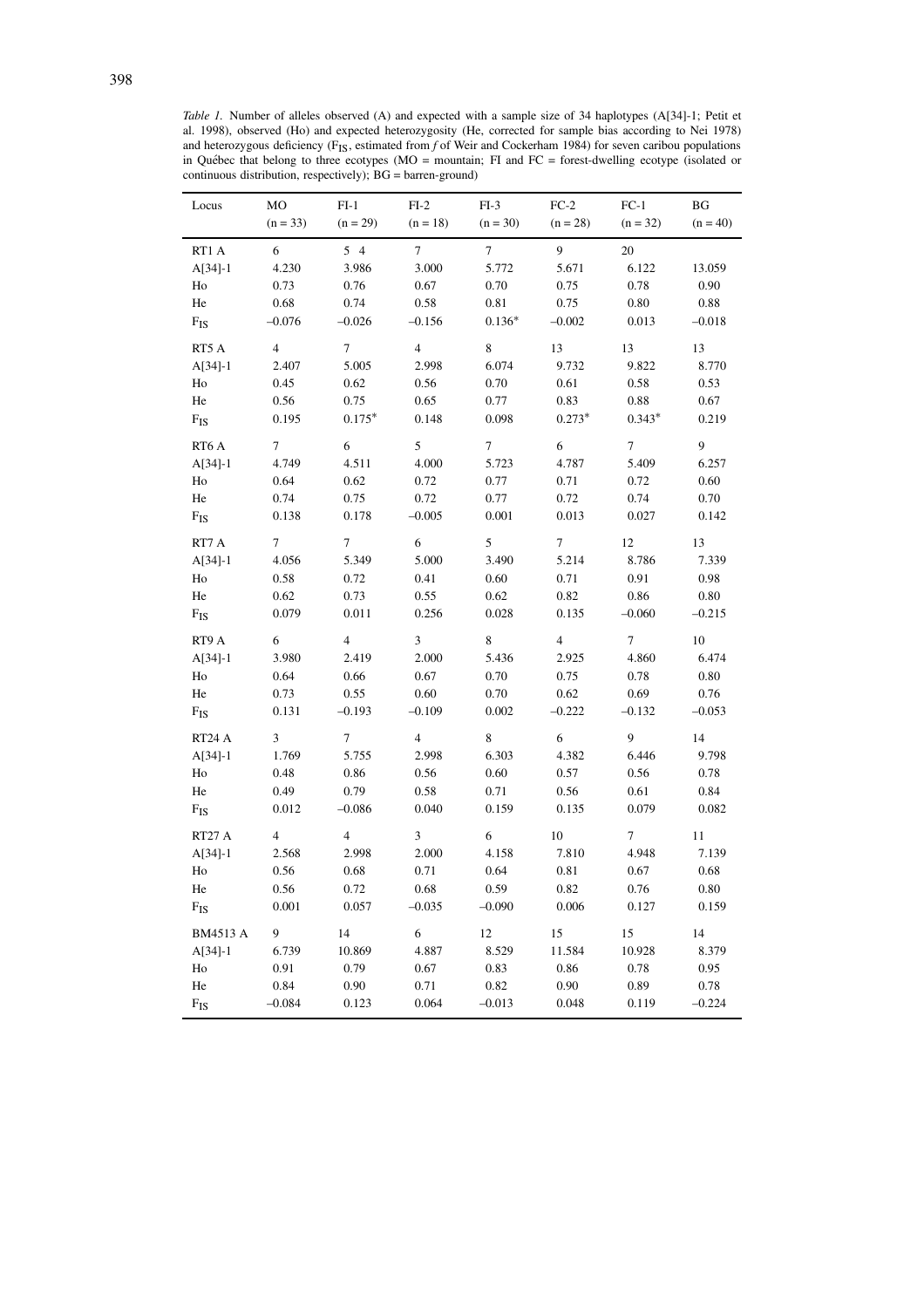*Table 1.* Number of alleles observed (A) and expected with a sample size of 34 haplotypes (A[34]-1; Petit et al. 1998), observed (Ho) and expected heterozygosity (He, corrected for sample bias according to Nei 1978) and heterozygous deficiency ($F_{IS}$, estimated from *f* of Weir and Cockerham 1984) for seven caribou populations in Québec that belong to three ecotypes (MO = mountain; FI and FC = forest-dwelling ecotype (isolated or continuous distribution, respectively); BG = barren-ground)

| Locus | MO (n = 33) | FI-1 (n = 29) | FI-2 (n = 18) | FI-3 (n = 30) | FC-2 (n = 28) | FC-1 (n = 32) | BG (n = 40) |
|---|---|---|---|---|---|---|---|
| RT1 A | 6 | 5 4 | 7 | 7 | 9 | 20 | |
| A[34]-1 | 4.230 | 3.986 | 3.000 | 5.772 | 5.671 | 6.122 | 13.059 |
| Ho | 0.73 | 0.76 | 0.67 | 0.70 | 0.75 | 0.78 | 0.90 |
| He | 0.68 | 0.74 | 0.58 | 0.81 | 0.75 | 0.80 | 0.88 |
| $F_{IS}$ | –0.076 | –0.026 | –0.156 | 0.136* | –0.002 | 0.013 | –0.018 |
| RT5 A | 4 | 7 | 4 | 8 | 13 | 13 | 13 |
| A[34]-1 | 2.407 | 5.005 | 2.998 | 6.074 | 9.732 | 9.822 | 8.770 |
| Ho | 0.45 | 0.62 | 0.56 | 0.70 | 0.61 | 0.58 | 0.53 |
| He | 0.56 | 0.75 | 0.65 | 0.77 | 0.83 | 0.88 | 0.67 |
| $F_{IS}$ | 0.195 | 0.175* | 0.148 | 0.098 | 0.273* | 0.343* | 0.219 |
| RT6 A | 7 | 6 | 5 | 7 | 6 | 7 | 9 |
| A[34]-1 | 4.749 | 4.511 | 4.000 | 5.723 | 4.787 | 5.409 | 6.257 |
| Ho | 0.64 | 0.62 | 0.72 | 0.77 | 0.71 | 0.72 | 0.60 |
| He | 0.74 | 0.75 | 0.72 | 0.77 | 0.72 | 0.74 | 0.70 |
| $F_{IS}$ | 0.138 | 0.178 | –0.005 | 0.001 | 0.013 | 0.027 | 0.142 |
| RT7 A | 7 | 7 | 6 | 5 | 7 | 12 | 13 |
| A[34]-1 | 4.056 | 5.349 | 5.000 | 3.490 | 5.214 | 8.786 | 7.339 |
| Ho | 0.58 | 0.72 | 0.41 | 0.60 | 0.71 | 0.91 | 0.98 |
| He | 0.62 | 0.73 | 0.55 | 0.62 | 0.82 | 0.86 | 0.80 |
| $F_{IS}$ | 0.079 | 0.011 | 0.256 | 0.028 | 0.135 | –0.060 | –0.215 |
| RT9 A | 6 | 4 | 3 | 8 | 4 | 7 | 10 |
| A[34]-1 | 3.980 | 2.419 | 2.000 | 5.436 | 2.925 | 4.860 | 6.474 |
| Ho | 0.64 | 0.66 | 0.67 | 0.70 | 0.75 | 0.78 | 0.80 |
| He | 0.73 | 0.55 | 0.60 | 0.70 | 0.62 | 0.69 | 0.76 |
| $F_{IS}$ | 0.131 | –0.193 | –0.109 | 0.002 | –0.222 | –0.132 | –0.053 |
| RT24 A | 3 | 7 | 4 | 8 | 6 | 9 | 14 |
| A[34]-1 | 1.769 | 5.755 | 2.998 | 6.303 | 4.382 | 6.446 | 9.798 |
| Ho | 0.48 | 0.86 | 0.56 | 0.60 | 0.57 | 0.56 | 0.78 |
| He | 0.49 | 0.79 | 0.58 | 0.71 | 0.56 | 0.61 | 0.84 |
| $F_{IS}$ | 0.012 | –0.086 | 0.040 | 0.159 | 0.135 | 0.079 | 0.082 |
| RT27 A | 4 | 4 | 3 | 6 | 10 | 7 | 11 |
| A[34]-1 | 2.568 | 2.998 | 2.000 | 4.158 | 7.810 | 4.948 | 7.139 |
| Ho | 0.56 | 0.68 | 0.71 | 0.64 | 0.81 | 0.67 | 0.68 |
| He | 0.56 | 0.72 | 0.68 | 0.59 | 0.82 | 0.76 | 0.80 |
| $F_{IS}$ | 0.001 | 0.057 | –0.035 | –0.090 | 0.006 | 0.127 | 0.159 |
| BM4513 A | 9 | 14 | 6 | 12 | 15 | 15 | 14 |
| A[34]-1 | 6.739 | 10.869 | 4.887 | 8.529 | 11.584 | 10.928 | 8.379 |
| Ho | 0.91 | 0.79 | 0.67 | 0.83 | 0.86 | 0.78 | 0.95 |
| He | 0.84 | 0.90 | 0.71 | 0.82 | 0.90 | 0.89 | 0.78 |
| $F_{IS}$ | –0.084 | 0.123 | 0.064 | –0.013 | 0.048 | 0.119 | –0.224 |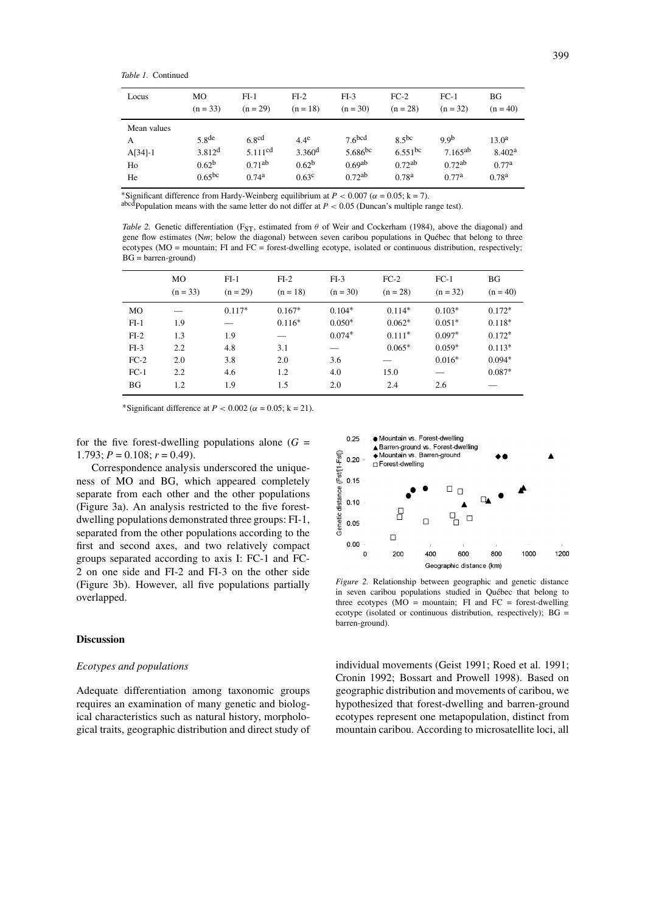*Table 1.* Continued

| Locus | MO (n = 33) | FI-1 (n = 29) | FI-2 (n = 18) | FI-3 (n = 30) | FC-2 (n = 28) | FC-1 (n = 32) | BG (n = 40) |
|---|---|---|---|---|---|---|---|
| Mean values | | | | | | | |
| A | 5.8[de] | 6.8[cd] | 4.4[e] | 7.6[bcd] | 8.5[bc] | 9.9[b] | 13.0[a] |
| A[34]-1 | 3.812[d] | 5.111[cd] | 3.360[d] | 5.686[bc] | 6.551[bc] | 7.165[ab] | 8.402[a] |
| Ho | 0.62[b] | 0.71[ab] | 0.62[b] | 0.69[ab] | 0.72[ab] | 0.72[ab] | 0.77[a] |
| He | 0.65[bc] | 0.74[a] | 0.63[c] | 0.72[ab] | 0.78[a] | 0.77[a] | 0.78[a] |

*Significant difference from Hardy-Weinberg equilibrium at $P < 0.007$ ($\alpha = 0.05$; k = 7).
[abcd]Population means with the same letter do not differ at $P < 0.05$ (Duncan's multiple range test).

*Table 2.* Genetic differentiation ($F_{ST}$, estimated from $\theta$ of Weir and Cockerham (1984), above the diagonal) and gene flow estimates (N*m*; below the diagonal) between seven caribou populations in Québec that belong to three ecotypes (MO = mountain; FI and FC = forest-dwelling ecotype, isolated or continuous distribution, respectively; BG = barren-ground)

| | MO (n = 33) | FI-1 (n = 29) | FI-2 (n = 18) | FI-3 (n = 30) | FC-2 (n = 28) | FC-1 (n = 32) | BG (n = 40) |
|---|---|---|---|---|---|---|---|
| MO | — | 0.117* | 0.167* | 0.104* | 0.114* | 0.103* | 0.172* |
| FI-1 | 1.9 | — | 0.116* | 0.050* | 0.062* | 0.051* | 0.118* |
| FI-2 | 1.3 | 1.9 | — | 0.074* | 0.111* | 0.097* | 0.172* |
| FI-3 | 2.2 | 4.8 | 3.1 | — | 0.065* | 0.059* | 0.113* |
| FC-2 | 2.0 | 3.8 | 2.0 | 3.6 | — | 0.016* | 0.094* |
| FC-1 | 2.2 | 4.6 | 1.2 | 4.0 | 15.0 | — | 0.087* |
| BG | 1.2 | 1.9 | 1.5 | 2.0 | 2.4 | 2.6 | — |

*Significant difference at $P < 0.002$ ($\alpha = 0.05$; k = 21).

for the five forest-dwelling populations alone ($G = 1.793$; $P = 0.108$; $r = 0.49$).

Correspondence analysis underscored the uniqueness of MO and BG, which appeared completely separate from each other and the other populations (Figure 3a). An analysis restricted to the five forest-dwelling populations demonstrated three groups: FI-1, separated from the other populations according to the first and second axes, and two relatively compact groups separated according to axis I: FC-1 and FC-2 on one side and FI-2 and FI-3 on the other side (Figure 3b). However, all five populations partially overlapped.

*Figure 2.* Relationship between geographic and genetic distance in seven caribou populations studied in Québec that belong to three ecotypes (MO = mountain; FI and FC = forest-dwelling ecotype (isolated or continuous distribution, respectively); BG = barren-ground).

## Discussion

### *Ecotypes and populations*

Adequate differentiation among taxonomic groups requires an examination of many genetic and biological characteristics such as natural history, morphological traits, geographic distribution and direct study of individual movements (Geist 1991; Roed et al. 1991; Cronin 1992; Bossart and Prowell 1998). Based on geographic distribution and movements of caribou, we hypothesized that forest-dwelling and barren-ground ecotypes represent one metapopulation, distinct from mountain caribou. According to microsatellite loci, all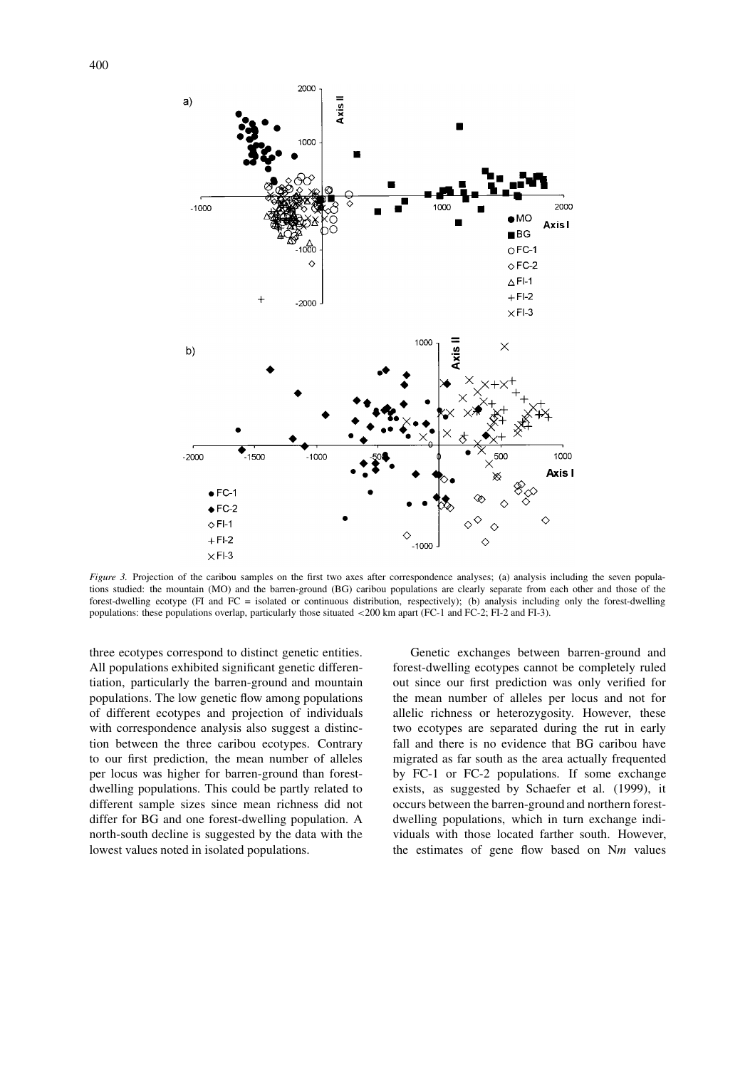*Figure 3.* Projection of the caribou samples on the first two axes after correspondence analyses; (a) analysis including the seven populations studied: the mountain (MO) and the barren-ground (BG) caribou populations are clearly separate from each other and those of the forest-dwelling ecotype (FI and FC = isolated or continuous distribution, respectively); (b) analysis including only the forest-dwelling populations: these populations overlap, particularly those situated <200 km apart (FC-1 and FC-2; FI-2 and FI-3).

three ecotypes correspond to distinct genetic entities. All populations exhibited significant genetic differentiation, particularly the barren-ground and mountain populations. The low genetic flow among populations of different ecotypes and projection of individuals with correspondence analysis also suggest a distinction between the three caribou ecotypes. Contrary to our first prediction, the mean number of alleles per locus was higher for barren-ground than forest-dwelling populations. This could be partly related to different sample sizes since mean richness did not differ for BG and one forest-dwelling population. A north-south decline is suggested by the data with the lowest values noted in isolated populations.

Genetic exchanges between barren-ground and forest-dwelling ecotypes cannot be completely ruled out since our first prediction was only verified for the mean number of alleles per locus and not for allelic richness or heterozygosity. However, these two ecotypes are separated during the rut in early fall and there is no evidence that BG caribou have migrated as far south as the area actually frequented by FC-1 or FC-2 populations. If some exchange exists, as suggested by Schaefer et al. (1999), it occurs between the barren-ground and northern forest-dwelling populations, which in turn exchange individuals with those located farther south. However, the estimates of gene flow based on N*m* values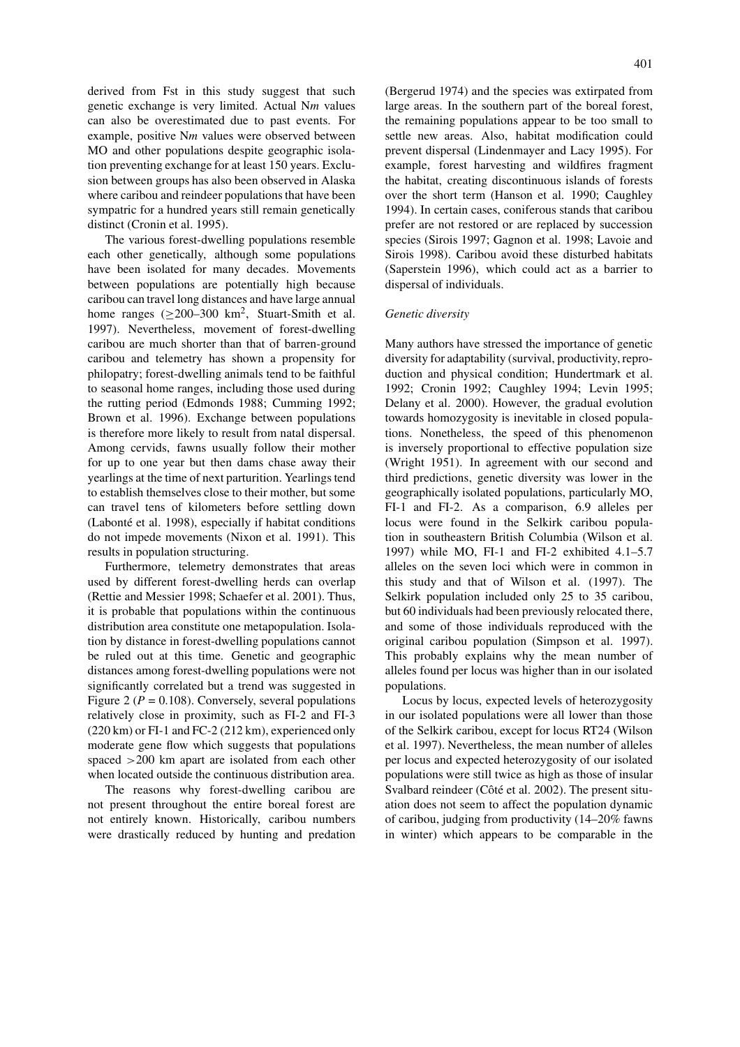derived from Fst in this study suggest that such genetic exchange is very limited. Actual N*m* values can also be overestimated due to past events. For example, positive N*m* values were observed between MO and other populations despite geographic isolation preventing exchange for at least 150 years. Exclusion between groups has also been observed in Alaska where caribou and reindeer populations that have been sympatric for a hundred years still remain genetically distinct (Cronin et al. 1995).

The various forest-dwelling populations resemble each other genetically, although some populations have been isolated for many decades. Movements between populations are potentially high because caribou can travel long distances and have large annual home ranges (≥200–300 km$^2$, Stuart-Smith et al. 1997). Nevertheless, movement of forest-dwelling caribou are much shorter than that of barren-ground caribou and telemetry has shown a propensity for philopatry; forest-dwelling animals tend to be faithful to seasonal home ranges, including those used during the rutting period (Edmonds 1988; Cumming 1992; Brown et al. 1996). Exchange between populations is therefore more likely to result from natal dispersal. Among cervids, fawns usually follow their mother for up to one year but then dams chase away their yearlings at the time of next parturition. Yearlings tend to establish themselves close to their mother, but some can travel tens of kilometers before settling down (Labonté et al. 1998), especially if habitat conditions do not impede movements (Nixon et al. 1991). This results in population structuring.

Furthermore, telemetry demonstrates that areas used by different forest-dwelling herds can overlap (Rettie and Messier 1998; Schaefer et al. 2001). Thus, it is probable that populations within the continuous distribution area constitute one metapopulation. Isolation by distance in forest-dwelling populations cannot be ruled out at this time. Genetic and geographic distances among forest-dwelling populations were not significantly correlated but a trend was suggested in Figure 2 ($P = 0.108$). Conversely, several populations relatively close in proximity, such as FI-2 and FI-3 (220 km) or FI-1 and FC-2 (212 km), experienced only moderate gene flow which suggests that populations spaced >200 km apart are isolated from each other when located outside the continuous distribution area.

The reasons why forest-dwelling caribou are not present throughout the entire boreal forest are not entirely known. Historically, caribou numbers were drastically reduced by hunting and predation (Bergerud 1974) and the species was extirpated from large areas. In the southern part of the boreal forest, the remaining populations appear to be too small to settle new areas. Also, habitat modification could prevent dispersal (Lindenmayer and Lacy 1995). For example, forest harvesting and wildfires fragment the habitat, creating discontinuous islands of forests over the short term (Hanson et al. 1990; Caughley 1994). In certain cases, coniferous stands that caribou prefer are not restored or are replaced by succession species (Sirois 1997; Gagnon et al. 1998; Lavoie and Sirois 1998). Caribou avoid these disturbed habitats (Saperstein 1996), which could act as a barrier to dispersal of individuals.

### *Genetic diversity*

Many authors have stressed the importance of genetic diversity for adaptability (survival, productivity, reproduction and physical condition; Hundertmark et al. 1992; Cronin 1992; Caughley 1994; Levin 1995; Delany et al. 2000). However, the gradual evolution towards homozygosity is inevitable in closed populations. Nonetheless, the speed of this phenomenon is inversely proportional to effective population size (Wright 1951). In agreement with our second and third predictions, genetic diversity was lower in the geographically isolated populations, particularly MO, FI-1 and FI-2. As a comparison, 6.9 alleles per locus were found in the Selkirk caribou population in southeastern British Columbia (Wilson et al. 1997) while MO, FI-1 and FI-2 exhibited 4.1–5.7 alleles on the seven loci which were in common in this study and that of Wilson et al. (1997). The Selkirk population included only 25 to 35 caribou, but 60 individuals had been previously relocated there, and some of those individuals reproduced with the original caribou population (Simpson et al. 1997). This probably explains why the mean number of alleles found per locus was higher than in our isolated populations.

Locus by locus, expected levels of heterozygosity in our isolated populations were all lower than those of the Selkirk caribou, except for locus RT24 (Wilson et al. 1997). Nevertheless, the mean number of alleles per locus and expected heterozygosity of our isolated populations were still twice as high as those of insular Svalbard reindeer (Côté et al. 2002). The present situation does not seem to affect the population dynamic of caribou, judging from productivity (14–20% fawns in winter) which appears to be comparable in the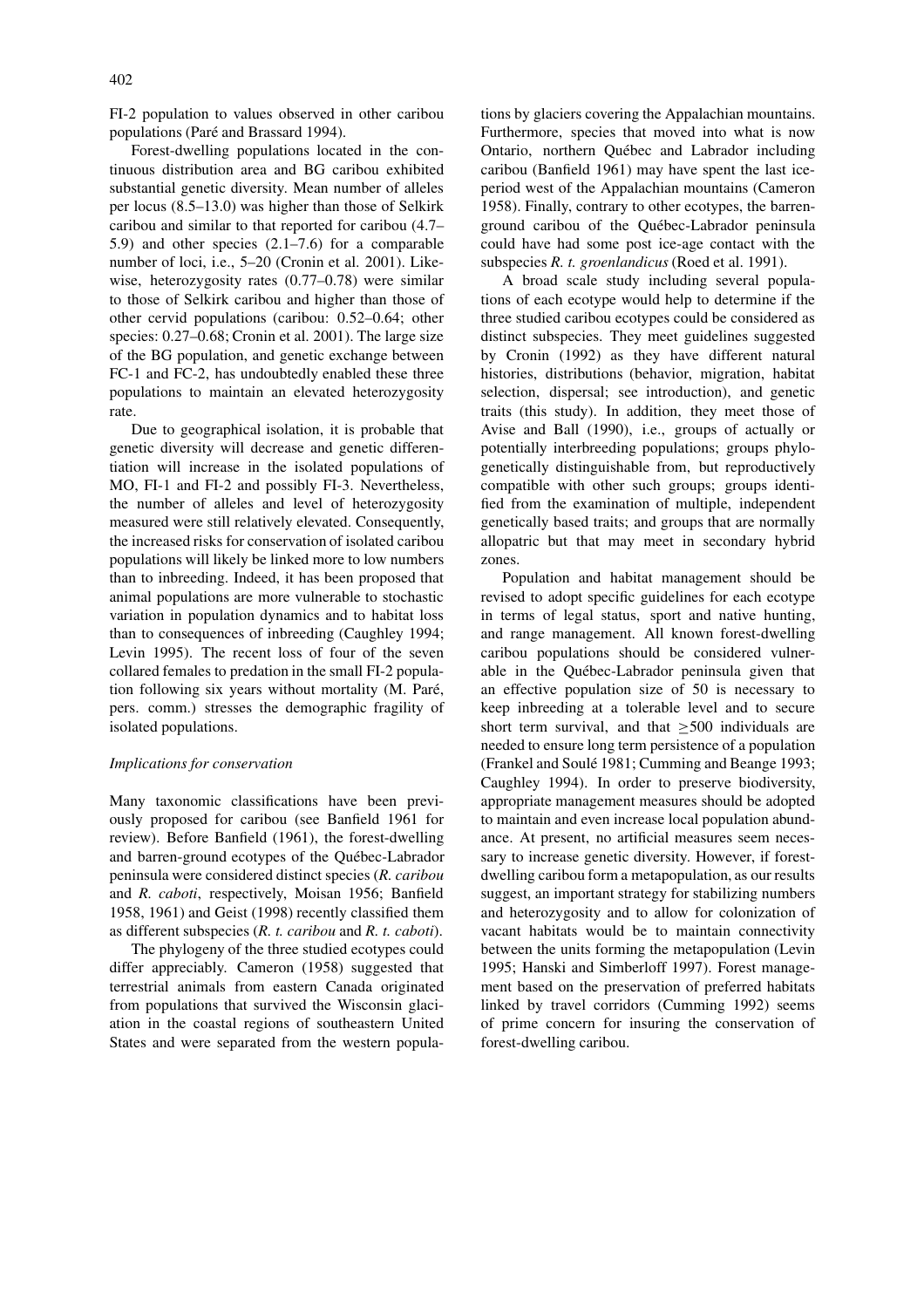FI-2 population to values observed in other caribou populations (Paré and Brassard 1994).

Forest-dwelling populations located in the continuous distribution area and BG caribou exhibited substantial genetic diversity. Mean number of alleles per locus (8.5–13.0) was higher than those of Selkirk caribou and similar to that reported for caribou (4.7–5.9) and other species (2.1–7.6) for a comparable number of loci, i.e., 5–20 (Cronin et al. 2001). Likewise, heterozygosity rates (0.77–0.78) were similar to those of Selkirk caribou and higher than those of other cervid populations (caribou: 0.52–0.64; other species: 0.27–0.68; Cronin et al. 2001). The large size of the BG population, and genetic exchange between FC-1 and FC-2, has undoubtedly enabled these three populations to maintain an elevated heterozygosity rate.

Due to geographical isolation, it is probable that genetic diversity will decrease and genetic differentiation will increase in the isolated populations of MO, FI-1 and FI-2 and possibly FI-3. Nevertheless, the number of alleles and level of heterozygosity measured were still relatively elevated. Consequently, the increased risks for conservation of isolated caribou populations will likely be linked more to low numbers than to inbreeding. Indeed, it has been proposed that animal populations are more vulnerable to stochastic variation in population dynamics and to habitat loss than to consequences of inbreeding (Caughley 1994; Levin 1995). The recent loss of four of the seven collared females to predation in the small FI-2 population following six years without mortality (M. Paré, pers. comm.) stresses the demographic fragility of isolated populations.

*Implications for conservation*

Many taxonomic classifications have been previously proposed for caribou (see Banfield 1961 for review). Before Banfield (1961), the forest-dwelling and barren-ground ecotypes of the Québec-Labrador peninsula were considered distinct species (*R. caribou* and *R. caboti*, respectively, Moisan 1956; Banfield 1958, 1961) and Geist (1998) recently classified them as different subspecies (*R. t. caribou* and *R. t. caboti*).

The phylogeny of the three studied ecotypes could differ appreciably. Cameron (1958) suggested that terrestrial animals from eastern Canada originated from populations that survived the Wisconsin glaciation in the coastal regions of southeastern United States and were separated from the western populations by glaciers covering the Appalachian mountains. Furthermore, species that moved into what is now Ontario, northern Québec and Labrador including caribou (Banfield 1961) may have spent the last ice-period west of the Appalachian mountains (Cameron 1958). Finally, contrary to other ecotypes, the barren-ground caribou of the Québec-Labrador peninsula could have had some post ice-age contact with the subspecies *R. t. groenlandicus* (Roed et al. 1991).

A broad scale study including several populations of each ecotype would help to determine if the three studied caribou ecotypes could be considered as distinct subspecies. They meet guidelines suggested by Cronin (1992) as they have different natural histories, distributions (behavior, migration, habitat selection, dispersal; see introduction), and genetic traits (this study). In addition, they meet those of Avise and Ball (1990), i.e., groups of actually or potentially interbreeding populations; groups phylogenetically distinguishable from, but reproductively compatible with other such groups; groups identified from the examination of multiple, independent genetically based traits; and groups that are normally allopatric but that may meet in secondary hybrid zones.

Population and habitat management should be revised to adopt specific guidelines for each ecotype in terms of legal status, sport and native hunting, and range management. All known forest-dwelling caribou populations should be considered vulnerable in the Québec-Labrador peninsula given that an effective population size of 50 is necessary to keep inbreeding at a tolerable level and to secure short term survival, and that $\geq$500 individuals are needed to ensure long term persistence of a population (Frankel and Soulé 1981; Cumming and Beange 1993; Caughley 1994). In order to preserve biodiversity, appropriate management measures should be adopted to maintain and even increase local population abundance. At present, no artificial measures seem necessary to increase genetic diversity. However, if forest-dwelling caribou form a metapopulation, as our results suggest, an important strategy for stabilizing numbers and heterozygosity and to allow for colonization of vacant habitats would be to maintain connectivity between the units forming the metapopulation (Levin 1995; Hanski and Simberloff 1997). Forest management based on the preservation of preferred habitats linked by travel corridors (Cumming 1992) seems of prime concern for insuring the conservation of forest-dwelling caribou.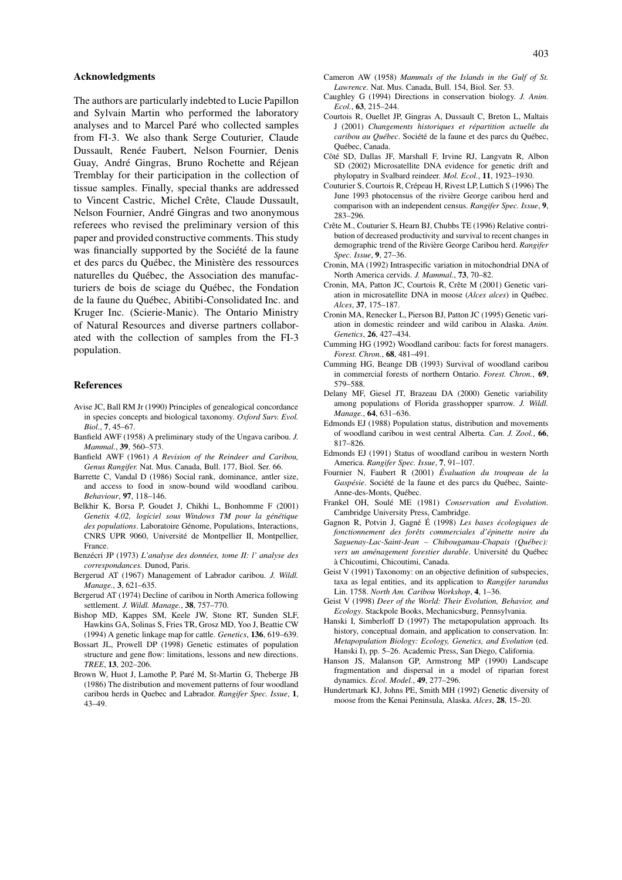## Acknowledgments

The authors are particularly indebted to Lucie Papillon and Sylvain Martin who performed the laboratory analyses and to Marcel Paré who collected samples from FI-3. We also thank Serge Couturier, Claude Dussault, Renée Faubert, Nelson Fournier, Denis Guay, André Gingras, Bruno Rochette and Réjean Tremblay for their participation in the collection of tissue samples. Finally, special thanks are addressed to Vincent Castric, Michel Crête, Claude Dussault, Nelson Fournier, André Gingras and two anonymous referees who revised the preliminary version of this paper and provided constructive comments. This study was financially supported by the Société de la faune et des parcs du Québec, the Ministère des ressources naturelles du Québec, the Association des manufacturiers de bois de sciage du Québec, the Fondation de la faune du Québec, Abitibi-Consolidated Inc. and Kruger Inc. (Scierie-Manic). The Ontario Ministry of Natural Resources and diverse partners collaborated with the collection of samples from the FI-3 population.

## References

Avise JC, Ball RM Jr (1990) Principles of genealogical concordance in species concepts and biological taxonomy. *Oxford Surv. Evol. Biol.*, **7**, 45–67.

Banfield AWF (1958) A preliminary study of the Ungava caribou. *J. Mammal.*, **39**, 560–573.

Banfield AWF (1961) *A Revision of the Reindeer and Caribou, Genus Rangifer.* Nat. Mus. Canada, Bull. 177, Biol. Ser. 66.

Barrette C, Vandal D (1986) Social rank, dominance, antler size, and access to food in snow-bound wild woodland caribou. *Behaviour*, **97**, 118–146.

Belkhir K, Borsa P, Goudet J, Chikhi L, Bonhomme F (2001) *Genetix 4.02, logiciel sous Windows TM pour la génétique des populations*. Laboratoire Génome, Populations, Interactions, CNRS UPR 9060, Université de Montpellier II, Montpellier, France.

Benzécri JP (1973) *L'analyse des données, tome II: l' analyse des correspondances.* Dunod, Paris.

Bergerud AT (1967) Management of Labrador caribou. *J. Wildl. Manage.*, **3**, 621–635.

Bergerud AT (1974) Decline of caribou in North America following settlement. *J. Wildl. Manage.*, **38**, 757–770.

Bishop MD, Kappes SM, Keele JW, Stone RT, Sunden SLF, Hawkins GA, Solinas S, Fries TR, Grosz MD, Yoo J, Beattie CW (1994) A genetic linkage map for cattle. *Genetics*, **136**, 619–639.

Bossart JL, Prowell DP (1998) Genetic estimates of population structure and gene flow: limitations, lessons and new directions. *TREE*, **13**, 202–206.

Brown W, Huot J, Lamothe P, Paré M, St-Martin G, Theberge JB (1986) The distribution and movement patterns of four woodland caribou herds in Quebec and Labrador. *Rangifer Spec. Issue*, **1**, 43–49.

Cameron AW (1958) *Mammals of the Islands in the Gulf of St. Lawrence*. Nat. Mus. Canada, Bull. 154, Biol. Ser. 53.

Caughley G (1994) Directions in conservation biology. *J. Anim. Ecol.*, **63**, 215–244.

Courtois R, Ouellet JP, Gingras A, Dussault C, Breton L, Maltais J (2001) *Changements historiques et répartition actuelle du caribou au Québec*. Société de la faune et des parcs du Québec, Québec, Canada.

Côté SD, Dallas JF, Marshall F, Irvine RJ, Langvatn R, Albon SD (2002) Microsatellite DNA evidence for genetic drift and phylopatry in Svalbard reindeer. *Mol. Ecol.*, **11**, 1923–1930.

Couturier S, Courtois R, Crépeau H, Rivest LP, Luttich S (1996) The June 1993 photocensus of the rivière George caribou herd and comparison with an independent census. *Rangifer Spec. Issue*, **9**, 283–296.

Crête M., Couturier S, Hearn BJ, Chubbs TE (1996) Relative contribution of decreased productivity and survival to recent changes in demographic trend of the Rivière George Caribou herd. *Rangifer Spec. Issue*, **9**, 27–36.

Cronin, MA (1992) Intraspecific variation in mitochondrial DNA of North America cervids. *J. Mammal.*, **73**, 70–82.

Cronin, MA, Patton JC, Courtois R, Crête M (2001) Genetic variation in microsatellite DNA in moose (*Alces alces*) in Québec. *Alces*, **37**, 175–187.

Cronin MA, Renecker L, Pierson BJ, Patton JC (1995) Genetic variation in domestic reindeer and wild caribou in Alaska. *Anim. Genetics*, **26**, 427–434.

Cumming HG (1992) Woodland caribou: facts for forest managers. *Forest. Chron.*, **68**, 481–491.

Cumming HG, Beange DB (1993) Survival of woodland caribou in commercial forests of northern Ontario. *Forest. Chron.*, **69**, 579–588.

Delany MF, Giesel JT, Brazeau DA (2000) Genetic variability among populations of Florida grasshopper sparrow. *J. Wildl. Manage.*, **64**, 631–636.

Edmonds EJ (1988) Population status, distribution and movements of woodland caribou in west central Alberta. *Can. J. Zool.*, **66**, 817–826.

Edmonds EJ (1991) Status of woodland caribou in western North America. *Rangifer Spec. Issue*, **7**, 91–107.

Fournier N, Faubert R (2001) *Évaluation du troupeau de la Gaspésie*. Société de la faune et des parcs du Québec, Sainte-Anne-des-Monts, Québec.

Frankel OH, Soulé ME (1981) *Conservation and Evolution*. Cambridge University Press, Cambridge.

Gagnon R, Potvin J, Gagné É (1998) *Les bases écologiques de fonctionnement des forêts commerciales d'épinette noire du Saguenay-Lac-Saint-Jean – Chibougamau-Chapais (Québec): vers un aménagement forestier durable*. Université du Québec à Chicoutimi, Chicoutimi, Canada.

Geist V (1991) Taxonomy: on an objective definition of subspecies, taxa as legal entities, and its application to *Rangifer tarandus* Lin. 1758. *North Am. Caribou Workshop*, **4**, 1–36.

Geist V (1998) *Deer of the World: Their Evolution, Behavior, and Ecology*. Stackpole Books, Mechanicsburg, Pennsylvania.

Hanski I, Simberloff D (1997) The metapopulation approach. Its history, conceptual domain, and application to conservation. In: *Metapopulation Biology: Ecology, Genetics, and Evolution* (ed. Hanski I), pp. 5–26. Academic Press, San Diego, California.

Hanson JS, Malanson GP, Armstrong MP (1990) Landscape fragmentation and dispersal in a model of riparian forest dynamics. *Ecol. Model.*, **49**, 277–296.

Hundertmark KJ, Johns PE, Smith MH (1992) Genetic diversity of moose from the Kenai Peninsula, Alaska. *Alces*, **28**, 15–20.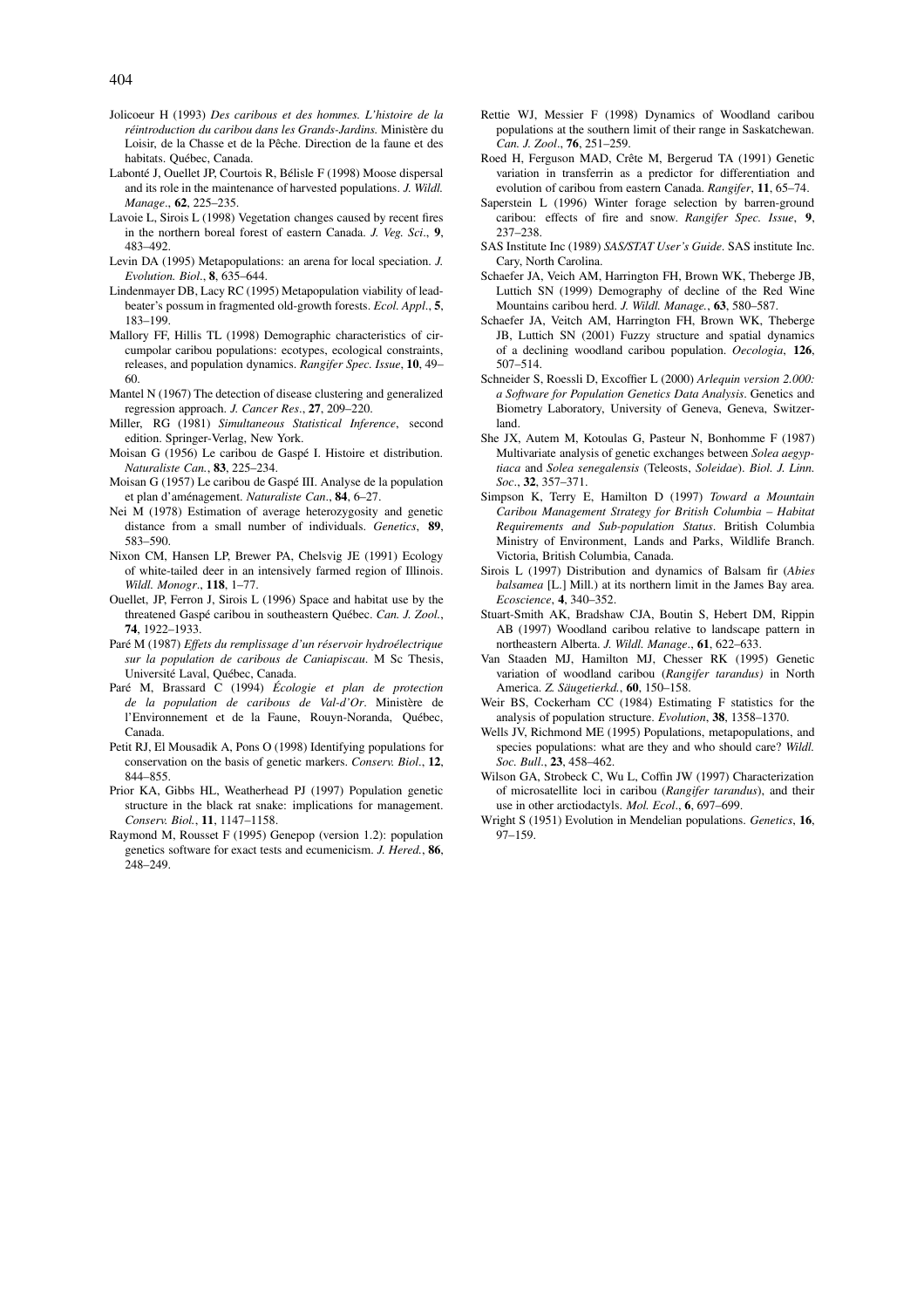Jolicoeur H (1993) *Des caribous et des hommes. L'histoire de la réintroduction du caribou dans les Grands-Jardins*. Ministère du Loisir, de la Chasse et de la Pêche. Direction de la faune et des habitats. Québec, Canada.

Labonté J, Ouellet JP, Courtois R, Bélisle F (1998) Moose dispersal and its role in the maintenance of harvested populations. *J. Wildl. Manage*., **62**, 225–235.

Lavoie L, Sirois L (1998) Vegetation changes caused by recent fires in the northern boreal forest of eastern Canada. *J. Veg. Sci*., **9**, 483–492.

Levin DA (1995) Metapopulations: an arena for local speciation. *J. Evolution. Biol*., **8**, 635–644.

Lindenmayer DB, Lacy RC (1995) Metapopulation viability of leadbeater's possum in fragmented old-growth forests. *Ecol. Appl*., **5**, 183–199.

Mallory FF, Hillis TL (1998) Demographic characteristics of circumpolar caribou populations: ecotypes, ecological constraints, releases, and population dynamics. *Rangifer Spec. Issue*, **10**, 49–60.

Mantel N (1967) The detection of disease clustering and generalized regression approach. *J. Cancer Res*., **27**, 209–220.

Miller, RG (1981) *Simultaneous Statistical Inference*, second edition. Springer-Verlag, New York.

Moisan G (1956) Le caribou de Gaspé I. Histoire et distribution. *Naturaliste Can.*, **83**, 225–234.

Moisan G (1957) Le caribou de Gaspé III. Analyse de la population et plan d'aménagement. *Naturaliste Can*., **84**, 6–27.

Nei M (1978) Estimation of average heterozygosity and genetic distance from a small number of individuals. *Genetics*, **89**, 583–590.

Nixon CM, Hansen LP, Brewer PA, Chelsvig JE (1991) Ecology of white-tailed deer in an intensively farmed region of Illinois. *Wildl. Monogr*., **118**, 1–77.

Ouellet, JP, Ferron J, Sirois L (1996) Space and habitat use by the threatened Gaspé caribou in southeastern Québec. *Can. J. Zool.*, **74**, 1922–1933.

Paré M (1987) *Effets du remplissage d'un réservoir hydroélectrique sur la population de caribous de Caniapiscau*. M Sc Thesis, Université Laval, Québec, Canada.

Paré M, Brassard C (1994) *Écologie et plan de protection de la population de caribous de Val-d'Or*. Ministère de l'Environnement et de la Faune, Rouyn-Noranda, Québec, Canada.

Petit RJ, El Mousadik A, Pons O (1998) Identifying populations for conservation on the basis of genetic markers. *Conserv. Biol*., **12**, 844–855.

Prior KA, Gibbs HL, Weatherhead PJ (1997) Population genetic structure in the black rat snake: implications for management. *Conserv. Biol.*, **11**, 1147–1158.

Raymond M, Rousset F (1995) Genepop (version 1.2): population genetics software for exact tests and ecumenicism. *J. Hered.*, **86**, 248–249.

Rettie WJ, Messier F (1998) Dynamics of Woodland caribou populations at the southern limit of their range in Saskatchewan. *Can. J. Zool*., **76**, 251–259.

Roed H, Ferguson MAD, Crête M, Bergerud TA (1991) Genetic variation in transferrin as a predictor for differentiation and evolution of caribou from eastern Canada. *Rangifer*, **11**, 65–74.

Saperstein L (1996) Winter forage selection by barren-ground caribou: effects of fire and snow. *Rangifer Spec. Issue*, **9**, 237–238.

SAS Institute Inc (1989) *SAS/STAT User's Guide*. SAS institute Inc. Cary, North Carolina.

Schaefer JA, Veich AM, Harrington FH, Brown WK, Theberge JB, Luttich SN (1999) Demography of decline of the Red Wine Mountains caribou herd. *J. Wildl. Manage.*, **63**, 580–587.

Schaefer JA, Veitch AM, Harrington FH, Brown WK, Theberge JB, Luttich SN (2001) Fuzzy structure and spatial dynamics of a declining woodland caribou population. *Oecologia*, **126**, 507–514.

Schneider S, Roessli D, Excoffier L (2000) *Arlequin version 2.000: a Software for Population Genetics Data Analysis*. Genetics and Biometry Laboratory, University of Geneva, Geneva, Switzerland.

She JX, Autem M, Kotoulas G, Pasteur N, Bonhomme F (1987) Multivariate analysis of genetic exchanges between *Solea aegyptiaca* and *Solea senegalensis* (Teleosts, *Soleidae*). *Biol. J. Linn. Soc*., **32**, 357–371.

Simpson K, Terry E, Hamilton D (1997) *Toward a Mountain Caribou Management Strategy for British Columbia – Habitat Requirements and Sub-population Status*. British Columbia Ministry of Environment, Lands and Parks, Wildlife Branch. Victoria, British Columbia, Canada.

Sirois L (1997) Distribution and dynamics of Balsam fir (*Abies balsamea* [L.] Mill.) at its northern limit in the James Bay area. *Ecoscience*, **4**, 340–352.

Stuart-Smith AK, Bradshaw CJA, Boutin S, Hebert DM, Rippin AB (1997) Woodland caribou relative to landscape pattern in northeastern Alberta. *J. Wildl. Manage*., **61**, 622–633.

Van Staaden MJ, Hamilton MJ, Chesser RK (1995) Genetic variation of woodland caribou (*Rangifer tarandus)* in North America. *Z. Säugetierkd.*, **60**, 150–158.

Weir BS, Cockerham CC (1984) Estimating F statistics for the analysis of population structure. *Evolution*, **38**, 1358–1370.

Wells JV, Richmond ME (1995) Populations, metapopulations, and species populations: what are they and who should care? *Wildl. Soc. Bull*., **23**, 458–462.

Wilson GA, Strobeck C, Wu L, Coffin JW (1997) Characterization of microsatellite loci in caribou (*Rangifer tarandus*), and their use in other arctiodactyls. *Mol. Ecol*., **6**, 697–699.

Wright S (1951) Evolution in Mendelian populations. *Genetics*, **16**, 97–159.